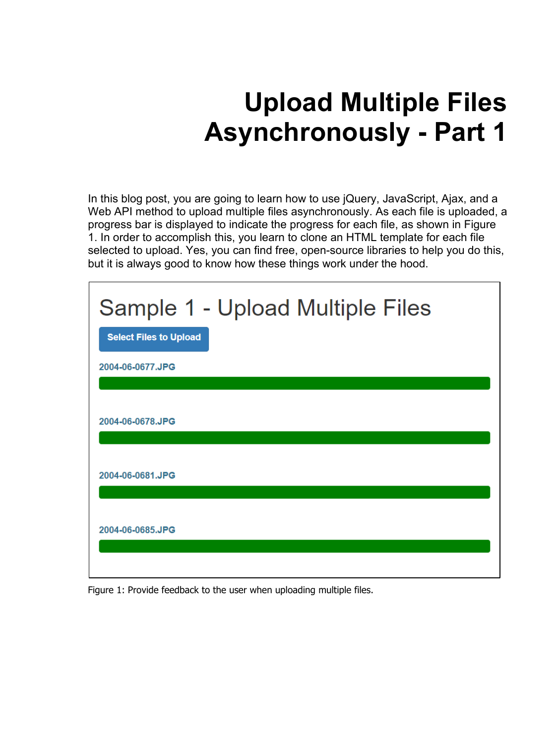# Upload Multiple Files Asynchronously - Part 1

In this blog post, you are going to learn how to use jQuery, JavaScript, Ajax, and a Web API method to upload multiple files asynchronously. As each file is uploaded, a progress bar is displayed to indicate the progress for each file, as shown in Figure 1. In order to accomplish this, you learn to clone an HTML template for each file selected to upload. Yes, you can find free, open-source libraries to help you do this, but it is always good to know how these things work under the hood.

Sample 1 - Upload Multiple Files

Select Files to Upload

2004-06-0677.JPG

2004-06-0678.JPG

2004-06-0681.JPG

2004-06-0685.JPG

Figure 1: Provide feedback to the user when uploading multiple files.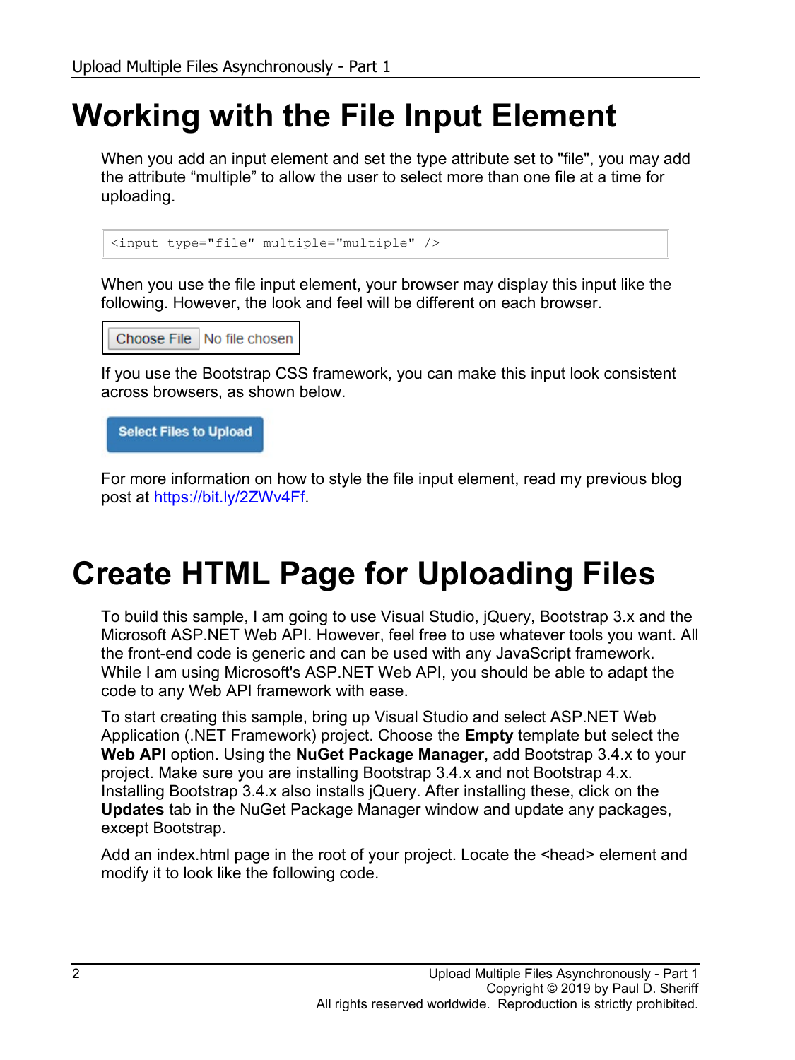# Working with the File Input Element

When you add an input element and set the type attribute set to "file", you may add the attribute “multiple” to allow the user to select more than one file at a time for uploading.

```
<input type="file" multiple="multiple" />
```

When you use the file input element, your browser may display this input like the following. However, the look and feel will be different on each browser.

Choose File No file chosen

If you use the Bootstrap CSS framework, you can make this input look consistent across browsers, as shown below.

Select Files to Upload

For more information on how to style the file input element, read my previous blog post at https://bit.ly/2ZWv4Ff.

# Create HTML Page for Uploading Files

To build this sample, I am going to use Visual Studio, jQuery, Bootstrap 3.x and the Microsoft ASP.NET Web API. However, feel free to use whatever tools you want. All the front-end code is generic and can be used with any JavaScript framework. While I am using Microsoft's ASP.NET Web API, you should be able to adapt the code to any Web API framework with ease.

To start creating this sample, bring up Visual Studio and select ASP.NET Web Application (.NET Framework) project. Choose the **Empty** template but select the **Web API** option. Using the **NuGet Package Manager**, add Bootstrap 3.4.x to your project. Make sure you are installing Bootstrap 3.4.x and not Bootstrap 4.x. Installing Bootstrap 3.4.x also installs jQuery. After installing these, click on the **Updates** tab in the NuGet Package Manager window and update any packages, except Bootstrap.

Add an index.html page in the root of your project. Locate the <head> element and modify it to look like the following code.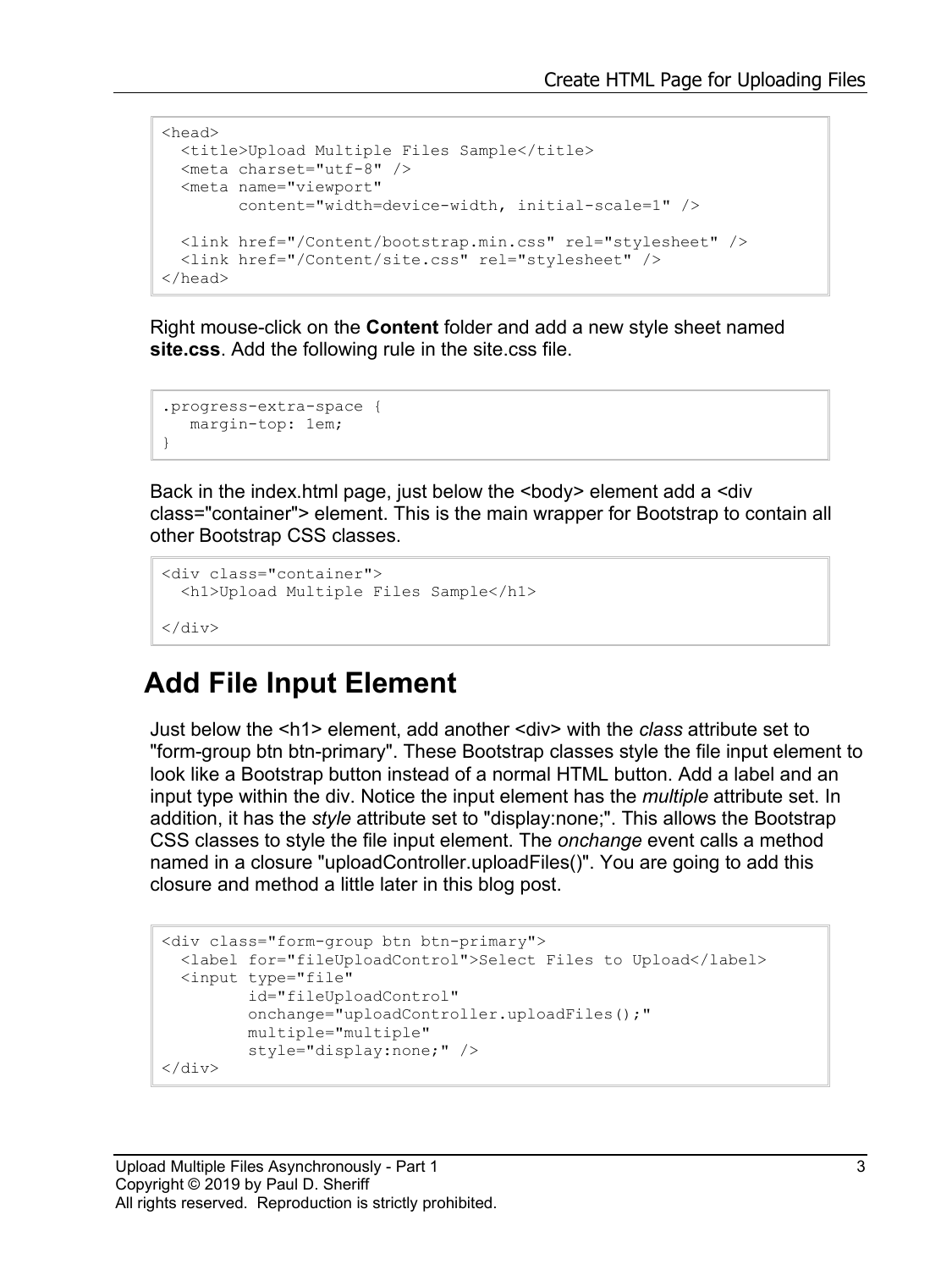```
<head>
  <title>Upload Multiple Files Sample</title>
  <meta charset="utf-8" />
  <meta name="viewport"
        content="width=device-width, initial-scale=1" />

  <link href="/Content/bootstrap.min.css" rel="stylesheet" />
  <link href="/Content/site.css" rel="stylesheet" />
</head>
```

Right mouse-click on the **Content** folder and add a new style sheet named **site.css**. Add the following rule in the site.css file.

```
.progress-extra-space {
   margin-top: 1em;
}
```

Back in the index.html page, just below the <body> element add a <div class="container"> element. This is the main wrapper for Bootstrap to contain all other Bootstrap CSS classes.

```
<div class="container">
  <h1>Upload Multiple Files Sample</h1>

</div>
```

## Add File Input Element

Just below the <h1> element, add another <div> with the *class* attribute set to "form-group btn btn-primary". These Bootstrap classes style the file input element to look like a Bootstrap button instead of a normal HTML button. Add a label and an input type within the div. Notice the input element has the *multiple* attribute set. In addition, it has the *style* attribute set to "display:none;". This allows the Bootstrap CSS classes to style the file input element. The *onchange* event calls a method named in a closure "uploadController.uploadFiles()". You are going to add this closure and method a little later in this blog post.

```
<div class="form-group btn btn-primary">
  <label for="fileUploadControl">Select Files to Upload</label>
  <input type="file"
         id="fileUploadControl"
         onchange="uploadController.uploadFiles();"
         multiple="multiple"
         style="display:none;" />
</div>
```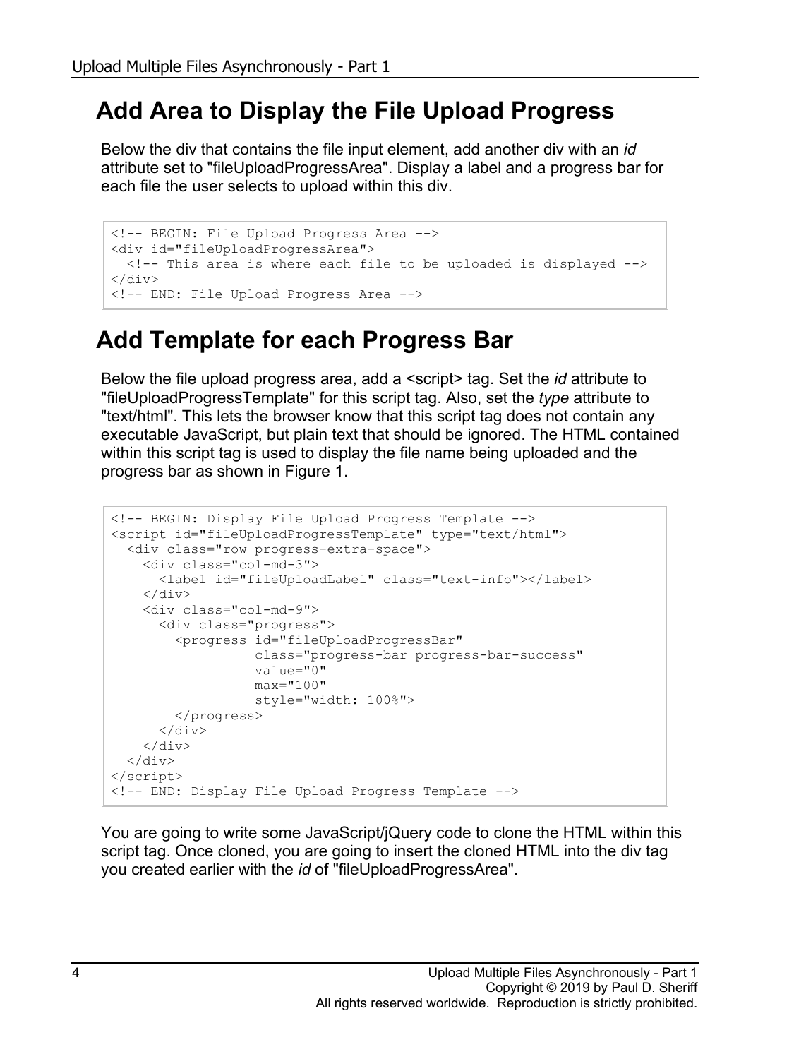## Add Area to Display the File Upload Progress

Below the div that contains the file input element, add another div with an *id* attribute set to "fileUploadProgressArea". Display a label and a progress bar for each file the user selects to upload within this div.

```
<!-- BEGIN: File Upload Progress Area -->
<div id="fileUploadProgressArea">
  <!-- This area is where each file to be uploaded is displayed -->
</div>
<!-- END: File Upload Progress Area -->
```

## Add Template for each Progress Bar

Below the file upload progress area, add a <script> tag. Set the *id* attribute to "fileUploadProgressTemplate" for this script tag. Also, set the *type* attribute to "text/html". This lets the browser know that this script tag does not contain any executable JavaScript, but plain text that should be ignored. The HTML contained within this script tag is used to display the file name being uploaded and the progress bar as shown in Figure 1.

```
<!-- BEGIN: Display File Upload Progress Template -->
<script id="fileUploadProgressTemplate" type="text/html">
  <div class="row progress-extra-space">
    <div class="col-md-3">
      <label id="fileUploadLabel" class="text-info"></label>
    </div>
    <div class="col-md-9">
      <div class="progress">
        <progress id="fileUploadProgressBar"
                  class="progress-bar progress-bar-success"
                  value="0"
                  max="100"
                  style="width: 100%">
        </progress>
      </div>
    </div>
  </div>
</script>
<!-- END: Display File Upload Progress Template -->
```

You are going to write some JavaScript/jQuery code to clone the HTML within this script tag. Once cloned, you are going to insert the cloned HTML into the div tag you created earlier with the *id* of "fileUploadProgressArea".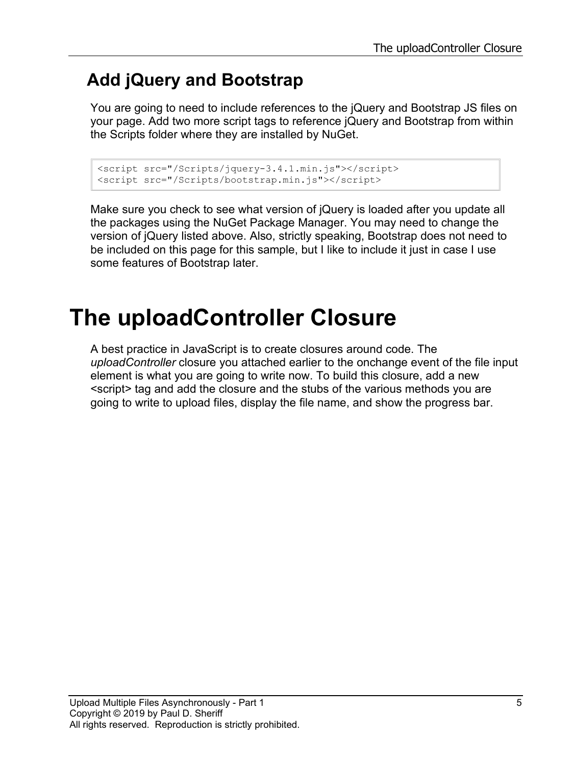## Add jQuery and Bootstrap

You are going to need to include references to the jQuery and Bootstrap JS files on your page. Add two more script tags to reference jQuery and Bootstrap from within the Scripts folder where they are installed by NuGet.

```
<script src="/Scripts/jquery-3.4.1.min.js"></script>
<script src="/Scripts/bootstrap.min.js"></script>
```

Make sure you check to see what version of jQuery is loaded after you update all the packages using the NuGet Package Manager. You may need to change the version of jQuery listed above. Also, strictly speaking, Bootstrap does not need to be included on this page for this sample, but I like to include it just in case I use some features of Bootstrap later.

# The uploadController Closure

A best practice in JavaScript is to create closures around code. The *uploadController* closure you attached earlier to the onchange event of the file input element is what you are going to write now. To build this closure, add a new <script> tag and add the closure and the stubs of the various methods you are going to write to upload files, display the file name, and show the progress bar.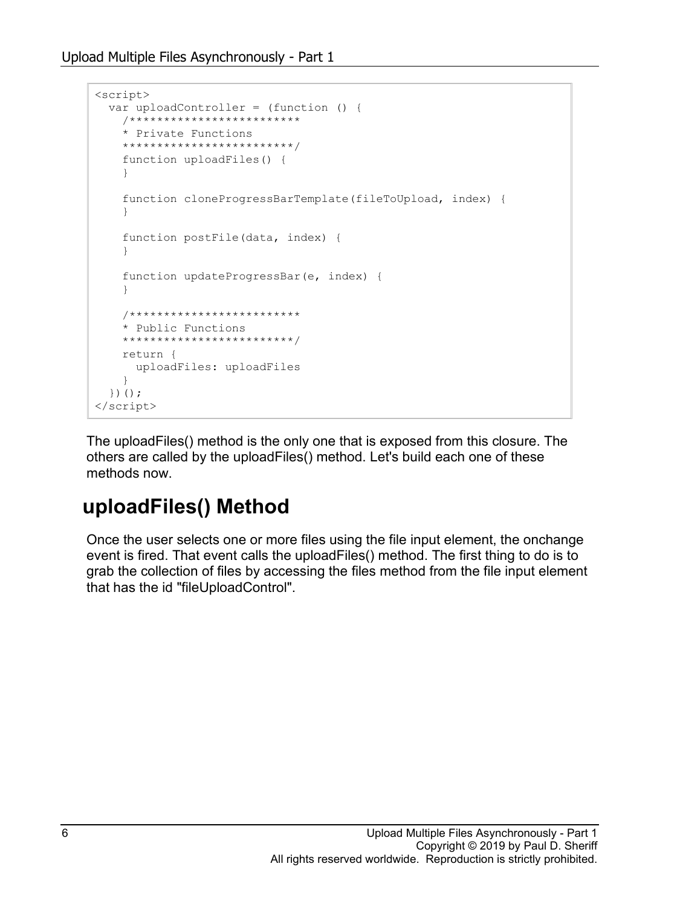```
<script>
  var uploadController = (function () {
    /************************
    * Private Functions
    ************************/
    function uploadFiles() {
    }

    function cloneProgressBarTemplate(fileToUpload, index) {
    }

    function postFile(data, index) {
    }

    function updateProgressBar(e, index) {
    }

    /************************
    * Public Functions
    ************************/
    return {
      uploadFiles: uploadFiles
    }
  })();
</script>
```

The uploadFiles() method is the only one that is exposed from this closure. The others are called by the uploadFiles() method. Let's build each one of these methods now.

## uploadFiles() Method

Once the user selects one or more files using the file input element, the onchange event is fired. That event calls the uploadFiles() method. The first thing to do is to grab the collection of files by accessing the files method from the file input element that has the id "fileUploadControl".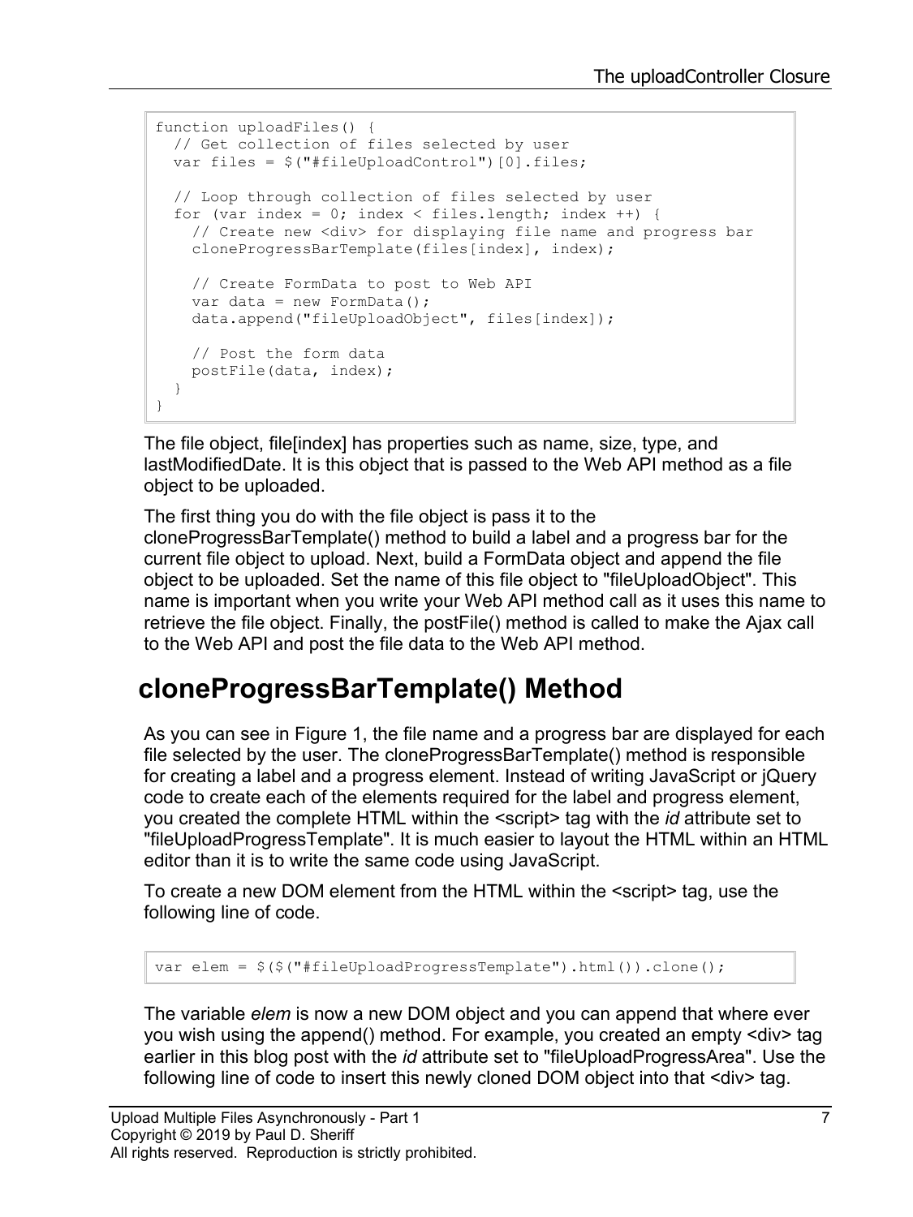```
function uploadFiles() {
  // Get collection of files selected by user
  var files = $("#fileUploadControl")[0].files;

  // Loop through collection of files selected by user
  for (var index = 0; index < files.length; index ++) {
    // Create new <div> for displaying file name and progress bar
    cloneProgressBarTemplate(files[index], index);

    // Create FormData to post to Web API
    var data = new FormData();
    data.append("fileUploadObject", files[index]);

    // Post the form data
    postFile(data, index);
  }
}
```

The file object, file[index] has properties such as name, size, type, and lastModifiedDate. It is this object that is passed to the Web API method as a file object to be uploaded.

The first thing you do with the file object is pass it to the cloneProgressBarTemplate() method to build a label and a progress bar for the current file object to upload. Next, build a FormData object and append the file object to be uploaded. Set the name of this file object to "fileUploadObject". This name is important when you write your Web API method call as it uses this name to retrieve the file object. Finally, the postFile() method is called to make the Ajax call to the Web API and post the file data to the Web API method.

## cloneProgressBarTemplate() Method

As you can see in Figure 1, the file name and a progress bar are displayed for each file selected by the user. The cloneProgressBarTemplate() method is responsible for creating a label and a progress element. Instead of writing JavaScript or jQuery code to create each of the elements required for the label and progress element, you created the complete HTML within the <script> tag with the *id* attribute set to "fileUploadProgressTemplate". It is much easier to layout the HTML within an HTML editor than it is to write the same code using JavaScript.

To create a new DOM element from the HTML within the <script> tag, use the following line of code.

```
var elem = $($("#fileUploadProgressTemplate").html()).clone();
```

The variable *elem* is now a new DOM object and you can append that where ever you wish using the append() method. For example, you created an empty <div> tag earlier in this blog post with the *id* attribute set to "fileUploadProgressArea". Use the following line of code to insert this newly cloned DOM object into that <div> tag.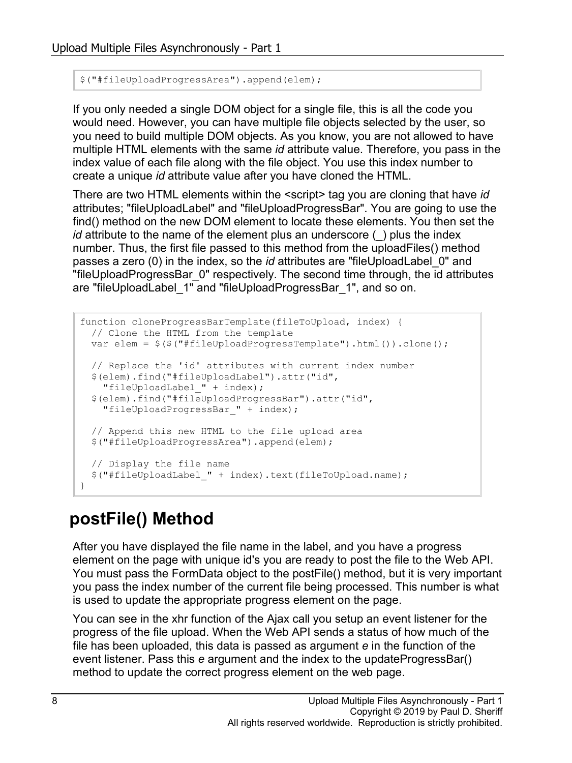```
$("#fileUploadProgressArea").append(elem);
```

If you only needed a single DOM object for a single file, this is all the code you would need. However, you can have multiple file objects selected by the user, so you need to build multiple DOM objects. As you know, you are not allowed to have multiple HTML elements with the same *id* attribute value. Therefore, you pass in the index value of each file along with the file object. You use this index number to create a unique *id* attribute value after you have cloned the HTML.

There are two HTML elements within the <script> tag you are cloning that have *id* attributes; "fileUploadLabel" and "fileUploadProgressBar". You are going to use the find() method on the new DOM element to locate these elements. You then set the *id* attribute to the name of the element plus an underscore (_) plus the index number. Thus, the first file passed to this method from the uploadFiles() method passes a zero (0) in the index, so the *id* attributes are "fileUploadLabel_0" and "fileUploadProgressBar_0" respectively. The second time through, the id attributes are "fileUploadLabel_1" and "fileUploadProgressBar_1", and so on.

```
function cloneProgressBarTemplate(fileToUpload, index) {
  // Clone the HTML from the template
  var elem = $($("#fileUploadProgressTemplate").html()).clone();

  // Replace the 'id' attributes with current index number
  $(elem).find("#fileUploadLabel").attr("id",
    "fileUploadLabel_" + index);
  $(elem).find("#fileUploadProgressBar").attr("id",
    "fileUploadProgressBar_" + index);

  // Append this new HTML to the file upload area
  $("#fileUploadProgressArea").append(elem);

  // Display the file name
  $("#fileUploadLabel_" + index).text(fileToUpload.name);
}
```

## postFile() Method

After you have displayed the file name in the label, and you have a progress element on the page with unique id's you are ready to post the file to the Web API. You must pass the FormData object to the postFile() method, but it is very important you pass the index number of the current file being processed. This number is what is used to update the appropriate progress element on the page.

You can see in the xhr function of the Ajax call you setup an event listener for the progress of the file upload. When the Web API sends a status of how much of the file has been uploaded, this data is passed as argument *e* in the function of the event listener. Pass this *e* argument and the index to the updateProgressBar() method to update the correct progress element on the web page.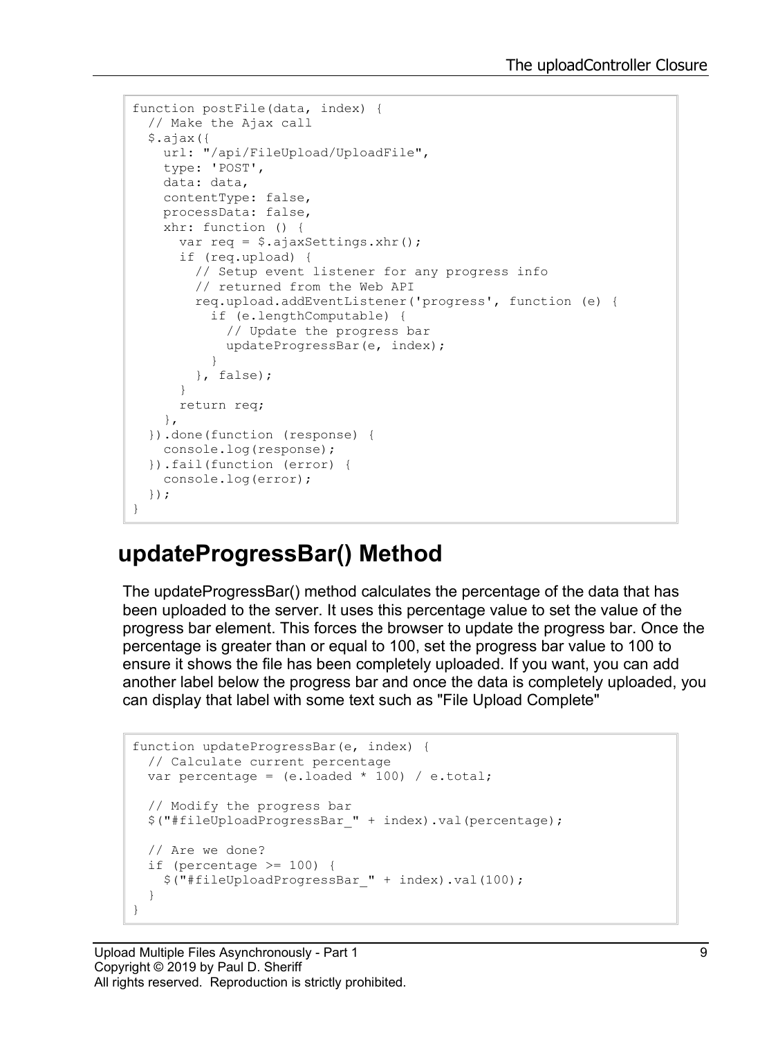```
function postFile(data, index) {
  // Make the Ajax call
  $.ajax({
    url: "/api/FileUpload/UploadFile",
    type: 'POST',
    data: data,
    contentType: false,
    processData: false,
    xhr: function () {
      var req = $.ajaxSettings.xhr();
      if (req.upload) {
        // Setup event listener for any progress info
        // returned from the Web API
        req.upload.addEventListener('progress', function (e) {
          if (e.lengthComputable) {
            // Update the progress bar
            updateProgressBar(e, index);
          }
        }, false);
      }
      return req;
    },
  }).done(function (response) {
    console.log(response);
  }).fail(function (error) {
    console.log(error);
  });
}
```

## updateProgressBar() Method

The updateProgressBar() method calculates the percentage of the data that has been uploaded to the server. It uses this percentage value to set the value of the progress bar element. This forces the browser to update the progress bar. Once the percentage is greater than or equal to 100, set the progress bar value to 100 to ensure it shows the file has been completely uploaded. If you want, you can add another label below the progress bar and once the data is completely uploaded, you can display that label with some text such as "File Upload Complete"

```
function updateProgressBar(e, index) {
  // Calculate current percentage
  var percentage = (e.loaded * 100) / e.total;

  // Modify the progress bar
  $("#fileUploadProgressBar_" + index).val(percentage);

  // Are we done?
  if (percentage >= 100) {
    $("#fileUploadProgressBar_" + index).val(100);
  }
}
```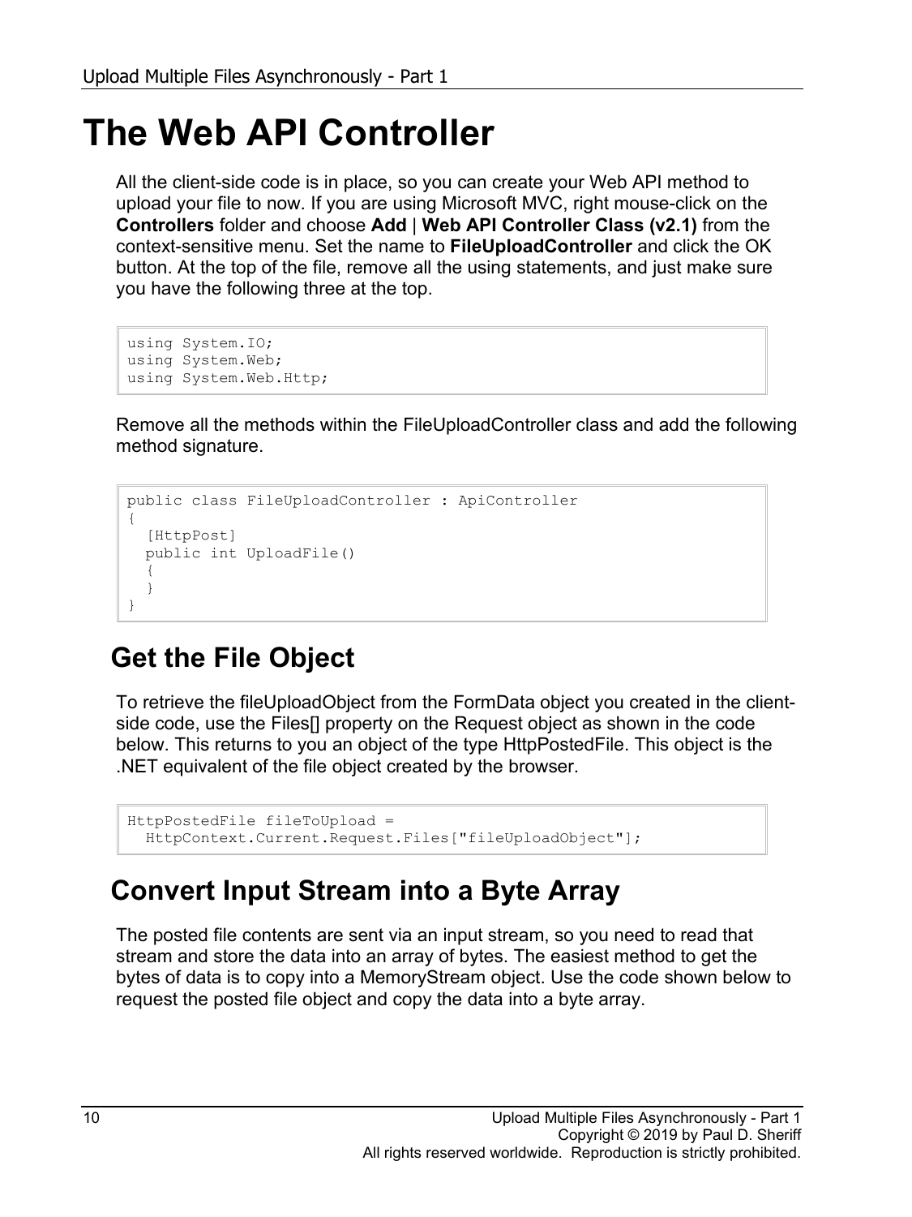# The Web API Controller

All the client-side code is in place, so you can create your Web API method to upload your file to now. If you are using Microsoft MVC, right mouse-click on the **Controllers** folder and choose **Add** | **Web API Controller Class (v2.1)** from the context-sensitive menu. Set the name to **FileUploadController** and click the OK button. At the top of the file, remove all the using statements, and just make sure you have the following three at the top.

```
using System.IO;
using System.Web;
using System.Web.Http;
```

Remove all the methods within the FileUploadController class and add the following method signature.

```
public class FileUploadController : ApiController
{
  [HttpPost]
  public int UploadFile()
  {
  }
}
```

## Get the File Object

To retrieve the fileUploadObject from the FormData object you created in the client-side code, use the Files[] property on the Request object as shown in the code below. This returns to you an object of the type HttpPostedFile. This object is the .NET equivalent of the file object created by the browser.

```
HttpPostedFile fileToUpload =
  HttpContext.Current.Request.Files["fileUploadObject"];
```

## Convert Input Stream into a Byte Array

The posted file contents are sent via an input stream, so you need to read that stream and store the data into an array of bytes. The easiest method to get the bytes of data is to copy into a MemoryStream object. Use the code shown below to request the posted file object and copy the data into a byte array.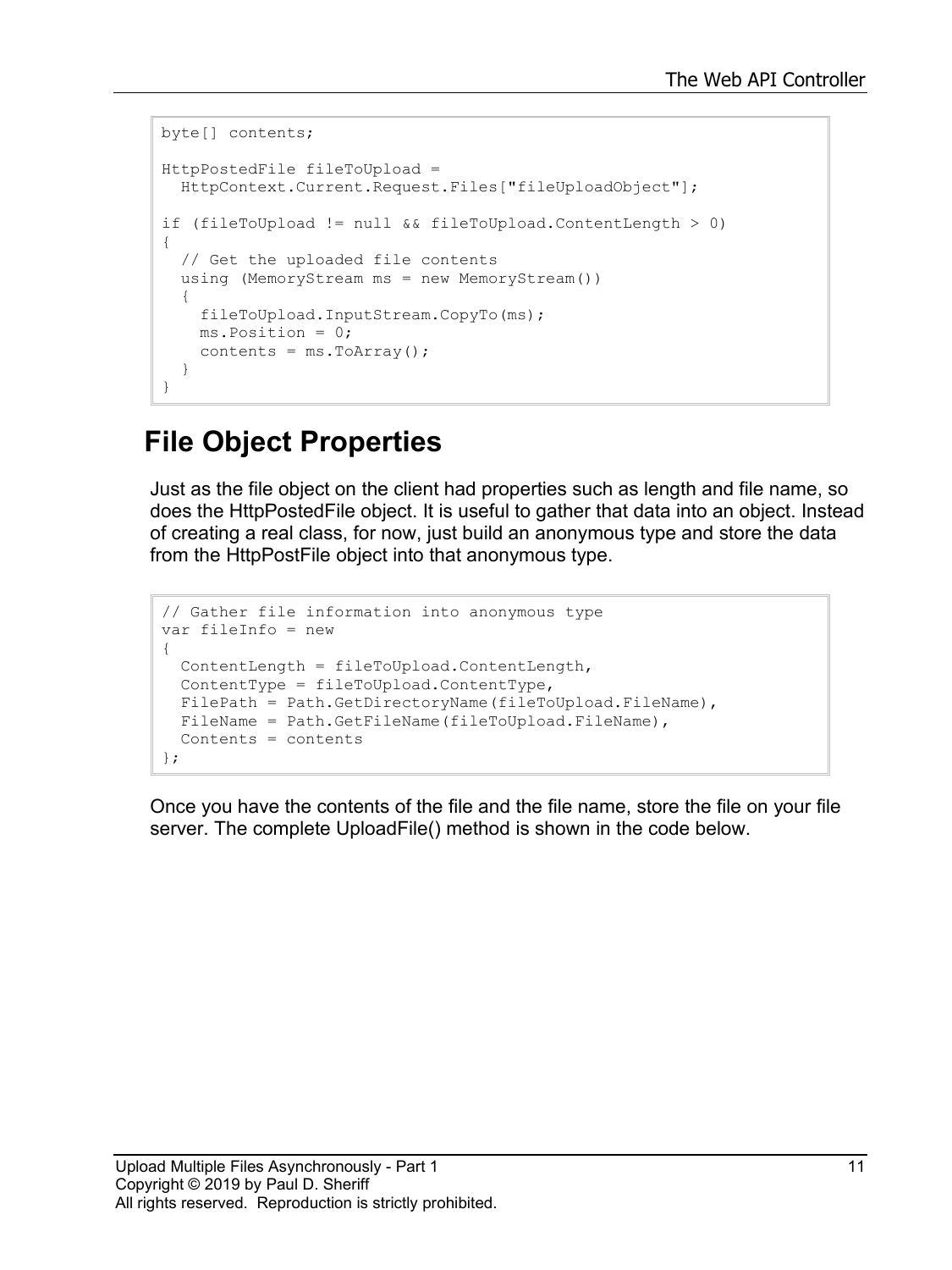```
byte[] contents;

HttpPostedFile fileToUpload =
  HttpContext.Current.Request.Files["fileUploadObject"];

if (fileToUpload != null && fileToUpload.ContentLength > 0)
{
  // Get the uploaded file contents
  using (MemoryStream ms = new MemoryStream())
  {
    fileToUpload.InputStream.CopyTo(ms);
    ms.Position = 0;
    contents = ms.ToArray();
  }
}
```

## File Object Properties

Just as the file object on the client had properties such as length and file name, so does the HttpPostedFile object. It is useful to gather that data into an object. Instead of creating a real class, for now, just build an anonymous type and store the data from the HttpPostFile object into that anonymous type.

```
// Gather file information into anonymous type
var fileInfo = new
{
  ContentLength = fileToUpload.ContentLength,
  ContentType = fileToUpload.ContentType,
  FilePath = Path.GetDirectoryName(fileToUpload.FileName),
  FileName = Path.GetFileName(fileToUpload.FileName),
  Contents = contents
};
```

Once you have the contents of the file and the file name, store the file on your file server. The complete UploadFile() method is shown in the code below.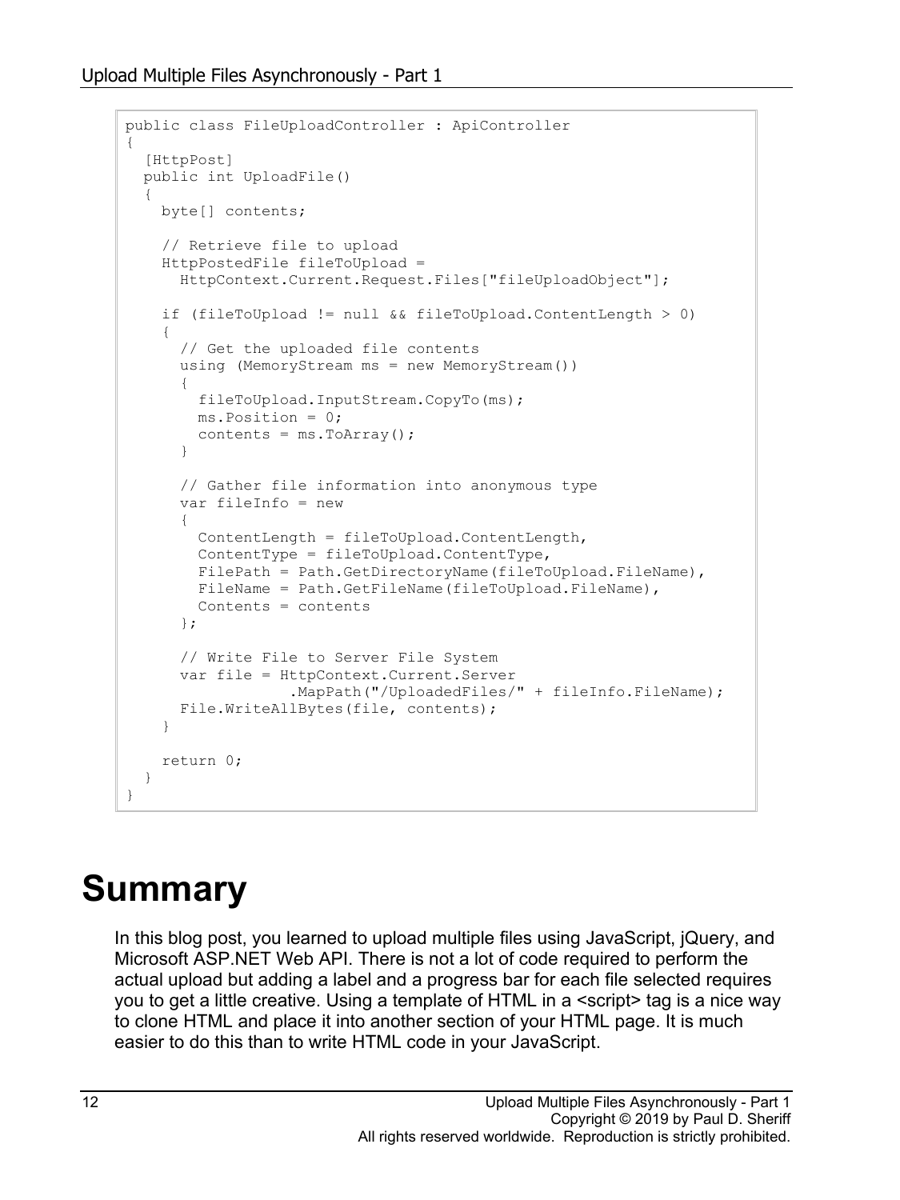```
public class FileUploadController : ApiController
{
  [HttpPost]
  public int UploadFile()
  {
    byte[] contents;

    // Retrieve file to upload
    HttpPostedFile fileToUpload =
      HttpContext.Current.Request.Files["fileUploadObject"];

    if (fileToUpload != null && fileToUpload.ContentLength > 0)
    {
      // Get the uploaded file contents
      using (MemoryStream ms = new MemoryStream())
      {
        fileToUpload.InputStream.CopyTo(ms);
        ms.Position = 0;
        contents = ms.ToArray();
      }

      // Gather file information into anonymous type
      var fileInfo = new
      {
        ContentLength = fileToUpload.ContentLength,
        ContentType = fileToUpload.ContentType,
        FilePath = Path.GetDirectoryName(fileToUpload.FileName),
        FileName = Path.GetFileName(fileToUpload.FileName),
        Contents = contents
      };

      // Write File to Server File System
      var file = HttpContext.Current.Server
                  .MapPath("/UploadedFiles/" + fileInfo.FileName);
      File.WriteAllBytes(file, contents);
    }

    return 0;
  }
}
```

# Summary

In this blog post, you learned to upload multiple files using JavaScript, jQuery, and Microsoft ASP.NET Web API. There is not a lot of code required to perform the actual upload but adding a label and a progress bar for each file selected requires you to get a little creative. Using a template of HTML in a <script> tag is a nice way to clone HTML and place it into another section of your HTML page. It is much easier to do this than to write HTML code in your JavaScript.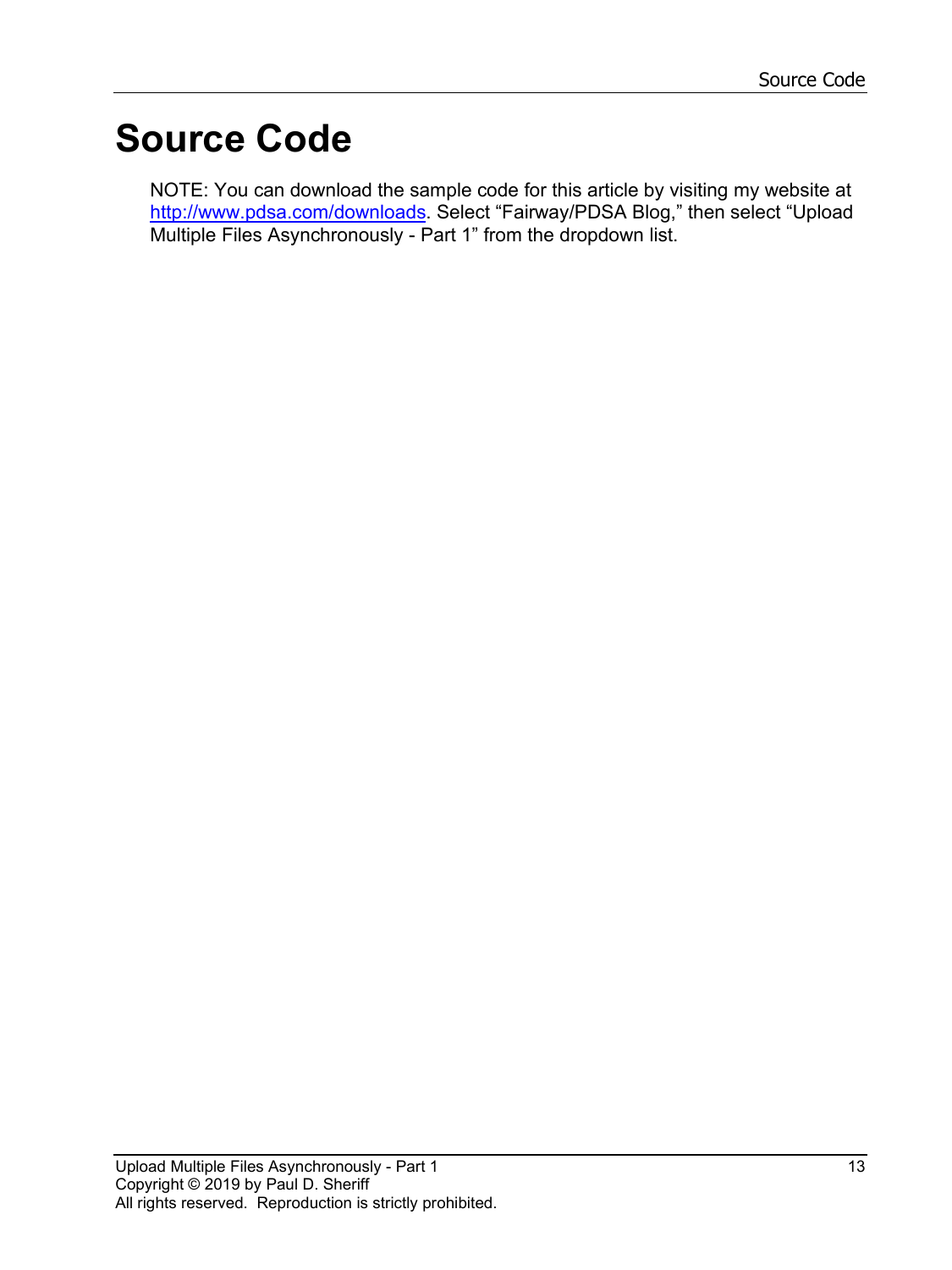# Source Code

NOTE: You can download the sample code for this article by visiting my website at [http://www.pdsa.com/downloads](http://www.pdsa.com/downloads). Select “Fairway/PDSA Blog,” then select “Upload Multiple Files Asynchronously - Part 1” from the dropdown list.